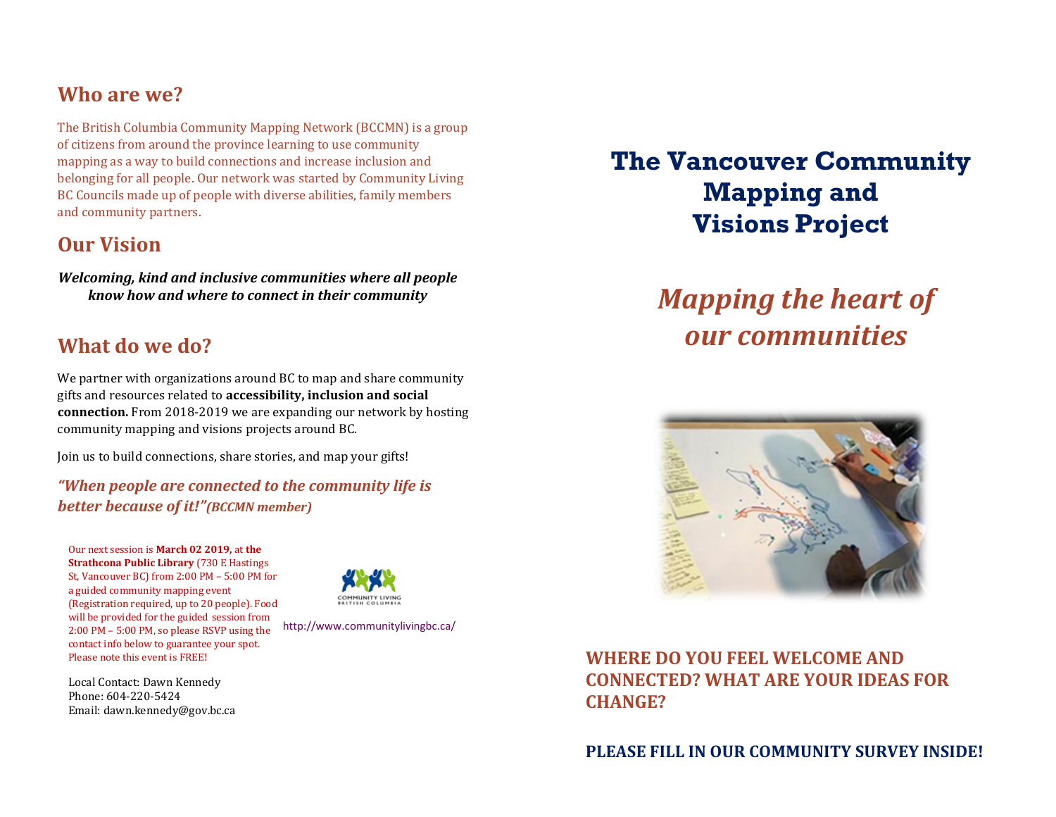## Who are we?

The British Columbia Community Mapping Network (BCCMN) is a group of citizens from around the province learning to use community mapping as a way to build connections and increase inclusion and belonging for all people. Our network was started by Community Living BC Councils made up of people with diverse abilities, family members and community partners.

## Our Vision

***Welcoming, kind and inclusive communities where all people know how and where to connect in their community***

## What do we do?

We partner with organizations around BC to map and share community gifts and resources related to **accessibility, inclusion and social connection.** From 2018-2019 we are expanding our network by hosting community mapping and visions projects around BC.

Join us to build connections, share stories, and map your gifts!

***"When people are connected to the community life is better because of it!"(BCCMN member)***

Our next session is **March 02 2019,** at **the Strathcona Public Library** (730 E Hastings St, Vancouver BC) from 2:00 PM – 5:00 PM for a guided community mapping event (Registration required, up to 20 people). Food will be provided for the guided session from 2:00 PM – 5:00 PM, so please RSVP using the contact info below to guarantee your spot. Please note this event is FREE!

COMMUNITY LIVING BRITISH COLUMBIA

http://www.communitylivingbc.ca/

Local Contact: Dawn Kennedy
Phone: 604-220-5424
Email: dawn.kennedy@gov.bc.ca

# The Vancouver Community Mapping and Visions Project

## *Mapping the heart of our communities*

**WHERE DO YOU FEEL WELCOME AND CONNECTED? WHAT ARE YOUR IDEAS FOR CHANGE?**

**PLEASE FILL IN OUR COMMUNITY SURVEY INSIDE!**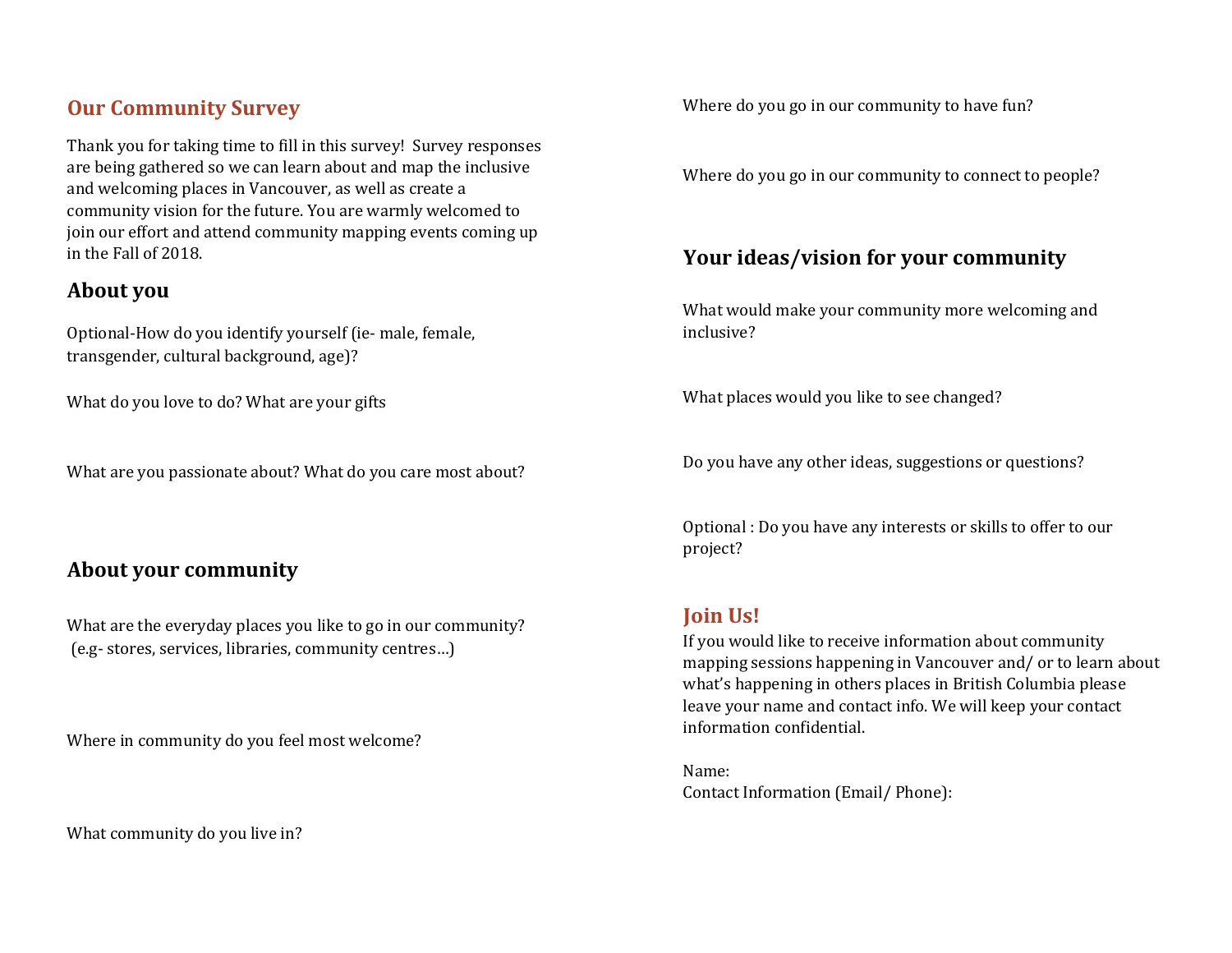## Our Community Survey

Thank you for taking time to fill in this survey! Survey responses are being gathered so we can learn about and map the inclusive and welcoming places in Vancouver, as well as create a community vision for the future. You are warmly welcomed to join our effort and attend community mapping events coming up in the Fall of 2018.

### About you

Optional-How do you identify yourself (ie- male, female, transgender, cultural background, age)?

What do you love to do? What are your gifts

What are you passionate about? What do you care most about?

### About your community

What are the everyday places you like to go in our community? (e.g- stores, services, libraries, community centres…)

Where in community do you feel most welcome?

What community do you live in?

Where do you go in our community to have fun?

Where do you go in our community to connect to people?

### Your ideas/vision for your community

What would make your community more welcoming and inclusive?

What places would you like to see changed?

Do you have any other ideas, suggestions or questions?

Optional : Do you have any interests or skills to offer to our project?

## Join Us!

If you would like to receive information about community mapping sessions happening in Vancouver and/ or to learn about what's happening in others places in British Columbia please leave your name and contact info. We will keep your contact information confidential.

Name:

Contact Information (Email/ Phone):